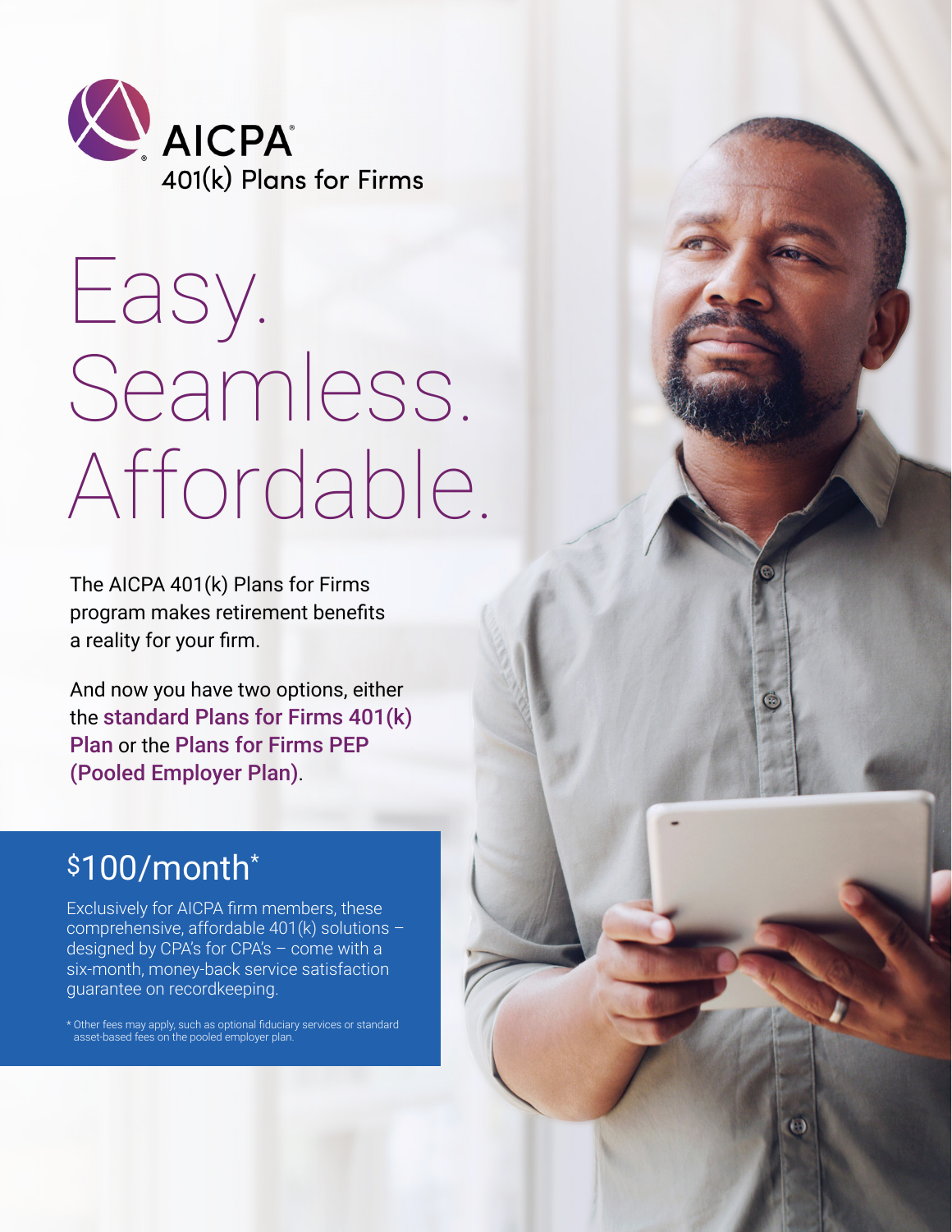**AICPA®**
401(k) Plans for Firms

# Easy. Seamless. Affordable.

The AICPA 401(k) Plans for Firms program makes retirement benefits a reality for your firm.

And now you have two options, either the **standard Plans for Firms 401(k) Plan** or the **Plans for Firms PEP (Pooled Employer Plan)**.

## $100/month*

Exclusively for AICPA firm members, these comprehensive, affordable 401(k) solutions – designed by CPA's for CPA's – come with a six-month, money-back service satisfaction guarantee on recordkeeping.

\* Other fees may apply, such as optional fiduciary services or standard asset-based fees on the pooled employer plan.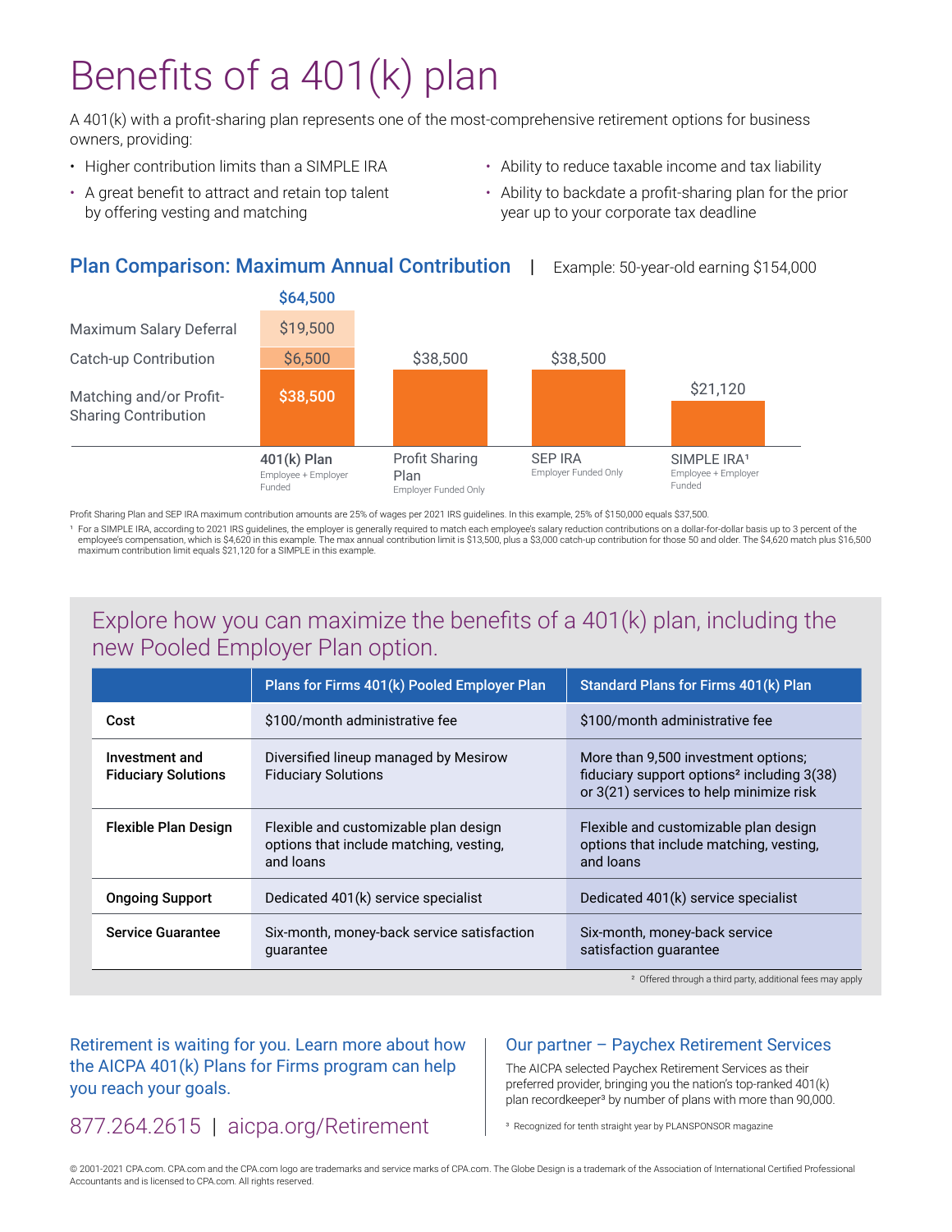# Benefits of a 401(k) plan

A 401(k) with a profit-sharing plan represents one of the most-comprehensive retirement options for business owners, providing:

- Higher contribution limits than a SIMPLE IRA
- A great benefit to attract and retain top talent by offering vesting and matching
- Ability to reduce taxable income and tax liability
- Ability to backdate a profit-sharing plan for the prior year up to your corporate tax deadline

## Plan Comparison: Maximum Annual Contribution | Example: 50-year-old earning $154,000

Maximum Salary Deferral
Catch-up Contribution
Matching and/or Profit-Sharing Contribution

$64,500
$19,500
$6,500
$38,500
401(k) Plan
Employee + Employer Funded

$38,500
Profit Sharing Plan
Employer Funded Only

$38,500
SEP IRA
Employer Funded Only

$21,120
SIMPLE IRA[1]
Employee + Employer Funded

Profit Sharing Plan and SEP IRA maximum contribution amounts are 25% of wages per 2021 IRS guidelines. In this example, 25% of $150,000 equals $37,500.

[1] For a SIMPLE IRA, according to 2021 IRS guidelines, the employer is generally required to match each employee's salary reduction contributions on a dollar-for-dollar basis up to 3 percent of the employee's compensation, which is $4,620 in this example. The max annual contribution limit is $13,500, plus a $3,000 catch-up contribution for those 50 and older. The $4,620 match plus $16,500 maximum contribution limit equals $21,120 for a SIMPLE in this example.

## Explore how you can maximize the benefits of a 401(k) plan, including the new Pooled Employer Plan option.

| | Plans for Firms 401(k) Pooled Employer Plan | Standard Plans for Firms 401(k) Plan |
|---|---|---|
| **Cost** | $100/month administrative fee | $100/month administrative fee |
| **Investment and Fiduciary Solutions** | Diversified lineup managed by Mesirow Fiduciary Solutions | More than 9,500 investment options; fiduciary support options[2] including 3(38) or 3(21) services to help minimize risk |
| **Flexible Plan Design** | Flexible and customizable plan design options that include matching, vesting, and loans | Flexible and customizable plan design options that include matching, vesting, and loans |
| **Ongoing Support** | Dedicated 401(k) service specialist | Dedicated 401(k) service specialist |
| **Service Guarantee** | Six-month, money-back service satisfaction guarantee | Six-month, money-back service satisfaction guarantee |

[2] Offered through a third party, additional fees may apply

Retirement is waiting for you. Learn more about how the AICPA 401(k) Plans for Firms program can help you reach your goals.

877.264.2615 | aicpa.org/Retirement

### Our partner – Paychex Retirement Services

The AICPA selected Paychex Retirement Services as their preferred provider, bringing you the nation's top-ranked 401(k) plan recordkeeper[3] by number of plans with more than 90,000.

[3] Recognized for tenth straight year by PLANSPONSOR magazine

© 2001-2021 CPA.com. CPA.com and the CPA.com logo are trademarks and service marks of CPA.com. The Globe Design is a trademark of the Association of International Certified Professional Accountants and is licensed to CPA.com. All rights reserved.